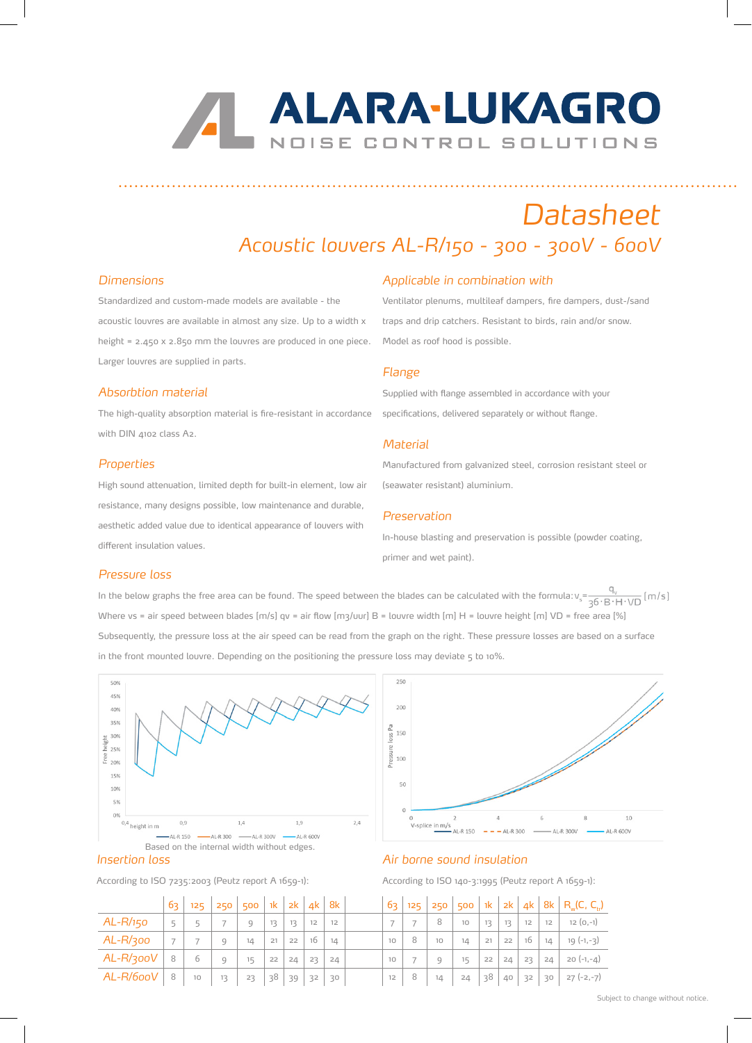# ALARA-LUKAGRO

NOISE CONTROL SOLUTIONS

# Datasheet

## Acoustic louvers AL-R/150 - 300 - 300V - 600V

### Dimensions

Standardized and custom-made models are available - the acoustic louvres are available in almost any size. Up to a width x height = 2.450 x 2.850 mm the louvres are produced in one piece. Larger louvres are supplied in parts.

### Absorbtion material

The high-quality absorption material is fire-resistant in accordance with DIN 4102 class A2.

### Properties

High sound attenuation, limited depth for built-in element, low air resistance, many designs possible, low maintenance and durable, aesthetic added value due to identical appearance of louvers with different insulation values.

### Applicable in combination with

Ventilator plenums, multileaf dampers, fire dampers, dust-/sand traps and drip catchers. Resistant to birds, rain and/or snow. Model as roof hood is possible.

### Flange

Supplied with flange assembled in accordance with your specifications, delivered separately or without flange.

### Material

Manufactured from galvanized steel, corrosion resistant steel or (seawater resistant) aluminium.

### Preservation

In-house blasting and preservation is possible (powder coating, primer and wet paint).

### Pressure loss

In the below graphs the free area can be found. The speed between the blades can be calculated with the formula: $v_s = \frac{q_v}{36 \cdot B \cdot H \cdot VD}$ [m/s]

Where vs = air speed between blades [m/s] qv = air flow [m3/uur] B = louvre width [m] H = louvre height [m] VD = free area [%]

Subsequently, the pressure loss at the air speed can be read from the graph on the right. These pressure losses are based on a surface in the front mounted louvre. Depending on the positioning the pressure loss may deviate 5 to 10%.

Based on the internal width without edges.

### Insertion loss

According to ISO 7235:2003 (Peutz report A 1659-1):

| | 63 | 125 | 250 | 500 | 1k | 2k | 4k | 8k |
|---|---|---|---|---|---|---|---|---|
| AL-R/150 | 5 | 5 | 7 | 9 | 13 | 13 | 12 | 12 |
| AL-R/300 | 7 | 7 | 9 | 14 | 21 | 22 | 16 | 14 |
| AL-R/300V | 8 | 6 | 9 | 15 | 22 | 24 | 23 | 24 |
| AL-R/600V | 8 | 10 | 13 | 23 | 38 | 39 | 32 | 30 |

### Air borne sound insulation

According to ISO 140-3:1995 (Peutz report A 1659-1):

| | 63 | 125 | 250 | 500 | 1k | 2k | 4k | 8k | $R_w(C, C_{tr})$ |
|---|---|---|---|---|---|---|---|---|---|
| AL-R/150 | 7 | 7 | 8 | 10 | 13 | 13 | 12 | 12 | 12 (0,-1) |
| AL-R/300 | 10 | 8 | 10 | 14 | 21 | 22 | 16 | 14 | 19 (-1,-3) |
| AL-R/300V | 10 | 7 | 9 | 15 | 22 | 24 | 23 | 24 | 20 (-1,-4) |
| AL-R/600V | 12 | 8 | 14 | 24 | 38 | 40 | 32 | 30 | 27 (-2,-7) |

Subject to change without notice.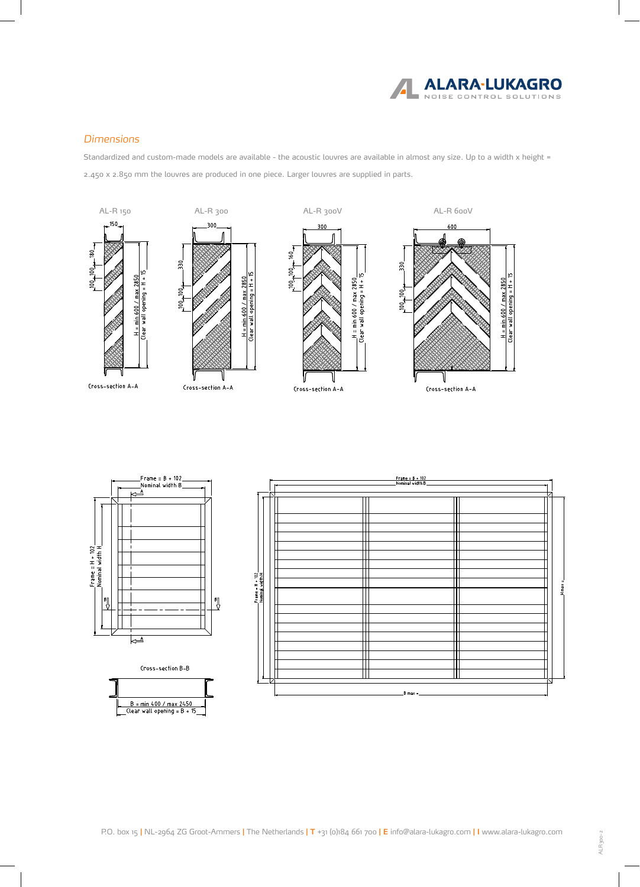## Dimensions

Standardized and custom-made models are available - the acoustic louvres are available in almost any size. Up to a width x height = 2.450 x 2.850 mm the louvres are produced in one piece. Larger louvres are supplied in parts.

AL-R 150

150

180

100

100

H = min 600 / max 2850

Clear wall opening = H + 15

Cross-section A-A

AL-R 300

300

330

100

100

H = min 600 / max 2850

Clear wall opening = H + 15

Cross-section A-A

AL-R 300V

300

160

100

100

H = min 600 / max 2850

Clear wall opening = H + 15

Cross-section A-A

AL-R 600V

600

330

100

100

H = min 600 / max 2850

Clear wall opening = H + 15

Cross-section A-A

Frame = B + 102

Nominal width B

Frame = H + 102

Nominal width H

A

B

Cross-section B-B

B = min 400 / max 2450

Clear wall opening = B + 15

Frame = B + 102

Nominal width B

Frame = H + 102

Nominal width H

H max =

B max =